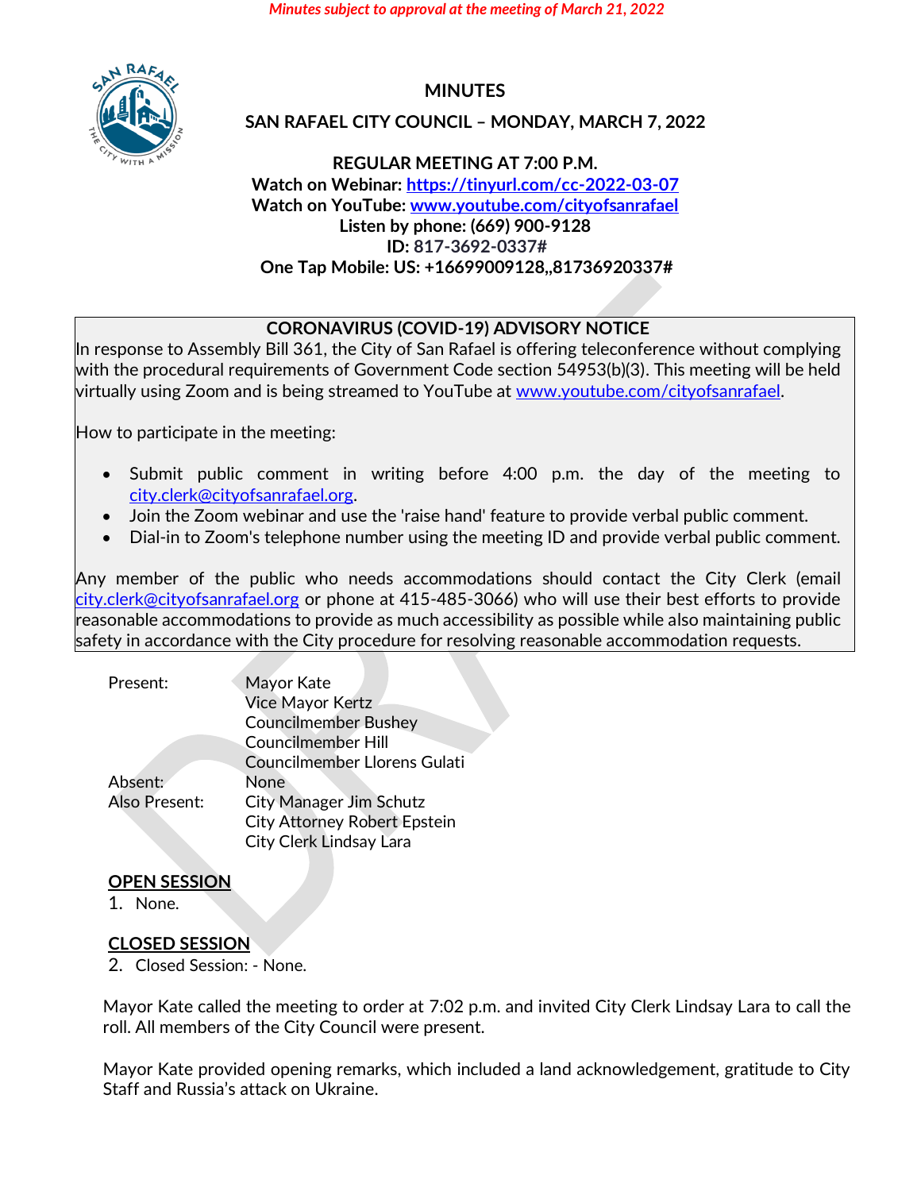*Minutes subject to approval at the meeting of March 21, 2022*

# MINUTES

## SAN RAFAEL CITY COUNCIL – MONDAY, MARCH 7, 2022

**REGULAR MEETING AT 7:00 P.M.**
**Watch on Webinar: https://tinyurl.com/cc-2022-03-07**
**Watch on YouTube: www.youtube.com/cityofsanrafael**
**Listen by phone: (669) 900-9128**
**ID: 817-3692-0337#**
**One Tap Mobile: US: +16699009128,,81736920337#**

---

**CORONAVIRUS (COVID-19) ADVISORY NOTICE**

In response to Assembly Bill 361, the City of San Rafael is offering teleconference without complying with the procedural requirements of Government Code section 54953(b)(3). This meeting will be held virtually using Zoom and is being streamed to YouTube at www.youtube.com/cityofsanrafael.

How to participate in the meeting:

- Submit public comment in writing before 4:00 p.m. the day of the meeting to city.clerk@cityofsanrafael.org.
- Join the Zoom webinar and use the 'raise hand' feature to provide verbal public comment.
- Dial-in to Zoom's telephone number using the meeting ID and provide verbal public comment.

Any member of the public who needs accommodations should contact the City Clerk (email city.clerk@cityofsanrafael.org or phone at 415-485-3066) who will use their best efforts to provide reasonable accommodations to provide as much accessibility as possible while also maintaining public safety in accordance with the City procedure for resolving reasonable accommodation requests.

---

Present: Mayor Kate
Vice Mayor Kertz
Councilmember Bushey
Councilmember Hill
Councilmember Llorens Gulati

Absent: None

Also Present: City Manager Jim Schutz
City Attorney Robert Epstein
City Clerk Lindsay Lara

**OPEN SESSION**

1. None.

**CLOSED SESSION**

2. Closed Session: - None.

Mayor Kate called the meeting to order at 7:02 p.m. and invited City Clerk Lindsay Lara to call the roll. All members of the City Council were present.

Mayor Kate provided opening remarks, which included a land acknowledgement, gratitude to City Staff and Russia's attack on Ukraine.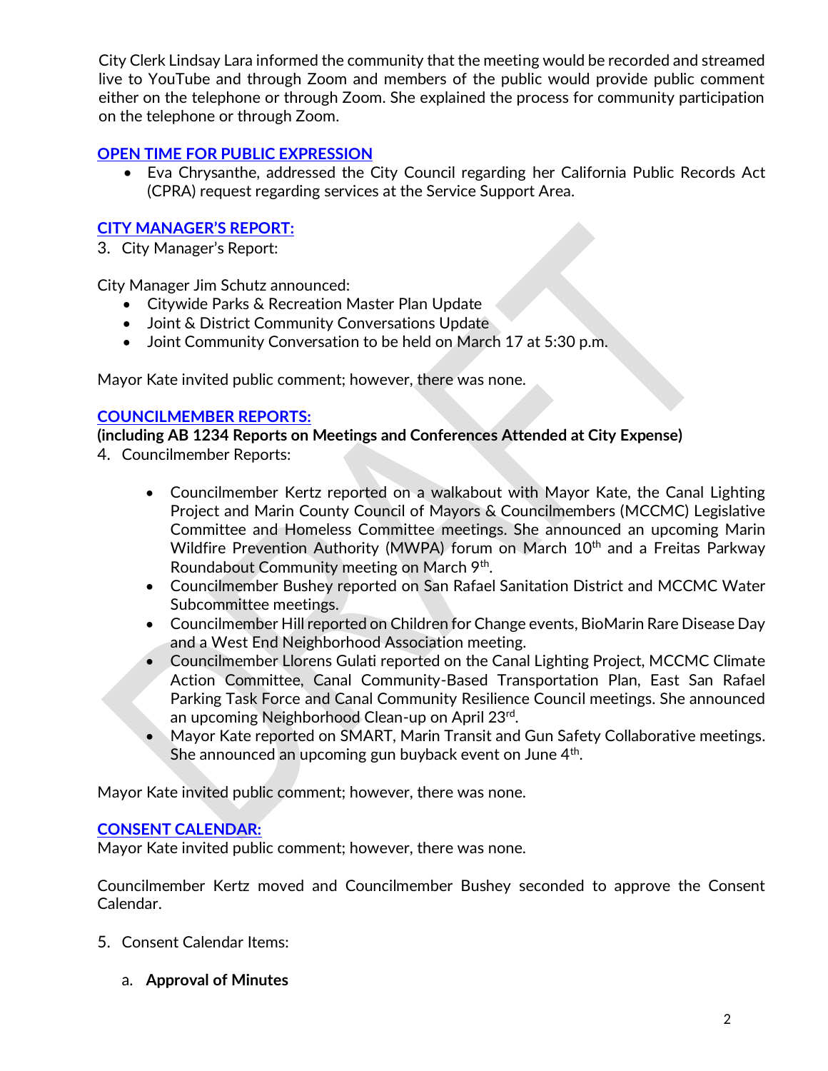City Clerk Lindsay Lara informed the community that the meeting would be recorded and streamed live to YouTube and through Zoom and members of the public would provide public comment either on the telephone or through Zoom. She explained the process for community participation on the telephone or through Zoom.

## OPEN TIME FOR PUBLIC EXPRESSION

- Eva Chrysanthe, addressed the City Council regarding her California Public Records Act (CPRA) request regarding services at the Service Support Area.

## CITY MANAGER'S REPORT:

3. City Manager's Report:

City Manager Jim Schutz announced:

- Citywide Parks & Recreation Master Plan Update
- Joint & District Community Conversations Update
- Joint Community Conversation to be held on March 17 at 5:30 p.m.

Mayor Kate invited public comment; however, there was none.

## COUNCILMEMBER REPORTS:

**(including AB 1234 Reports on Meetings and Conferences Attended at City Expense)**

4. Councilmember Reports:

- Councilmember Kertz reported on a walkabout with Mayor Kate, the Canal Lighting Project and Marin County Council of Mayors & Councilmembers (MCCMC) Legislative Committee and Homeless Committee meetings. She announced an upcoming Marin Wildfire Prevention Authority (MWPA) forum on March 10th and a Freitas Parkway Roundabout Community meeting on March 9th.
- Councilmember Bushey reported on San Rafael Sanitation District and MCCMC Water Subcommittee meetings.
- Councilmember Hill reported on Children for Change events, BioMarin Rare Disease Day and a West End Neighborhood Association meeting.
- Councilmember Llorens Gulati reported on the Canal Lighting Project, MCCMC Climate Action Committee, Canal Community-Based Transportation Plan, East San Rafael Parking Task Force and Canal Community Resilience Council meetings. She announced an upcoming Neighborhood Clean-up on April 23rd.
- Mayor Kate reported on SMART, Marin Transit and Gun Safety Collaborative meetings. She announced an upcoming gun buyback event on June 4th.

Mayor Kate invited public comment; however, there was none.

## CONSENT CALENDAR:

Mayor Kate invited public comment; however, there was none.

Councilmember Kertz moved and Councilmember Bushey seconded to approve the Consent Calendar.

5. Consent Calendar Items:

   a. **Approval of Minutes**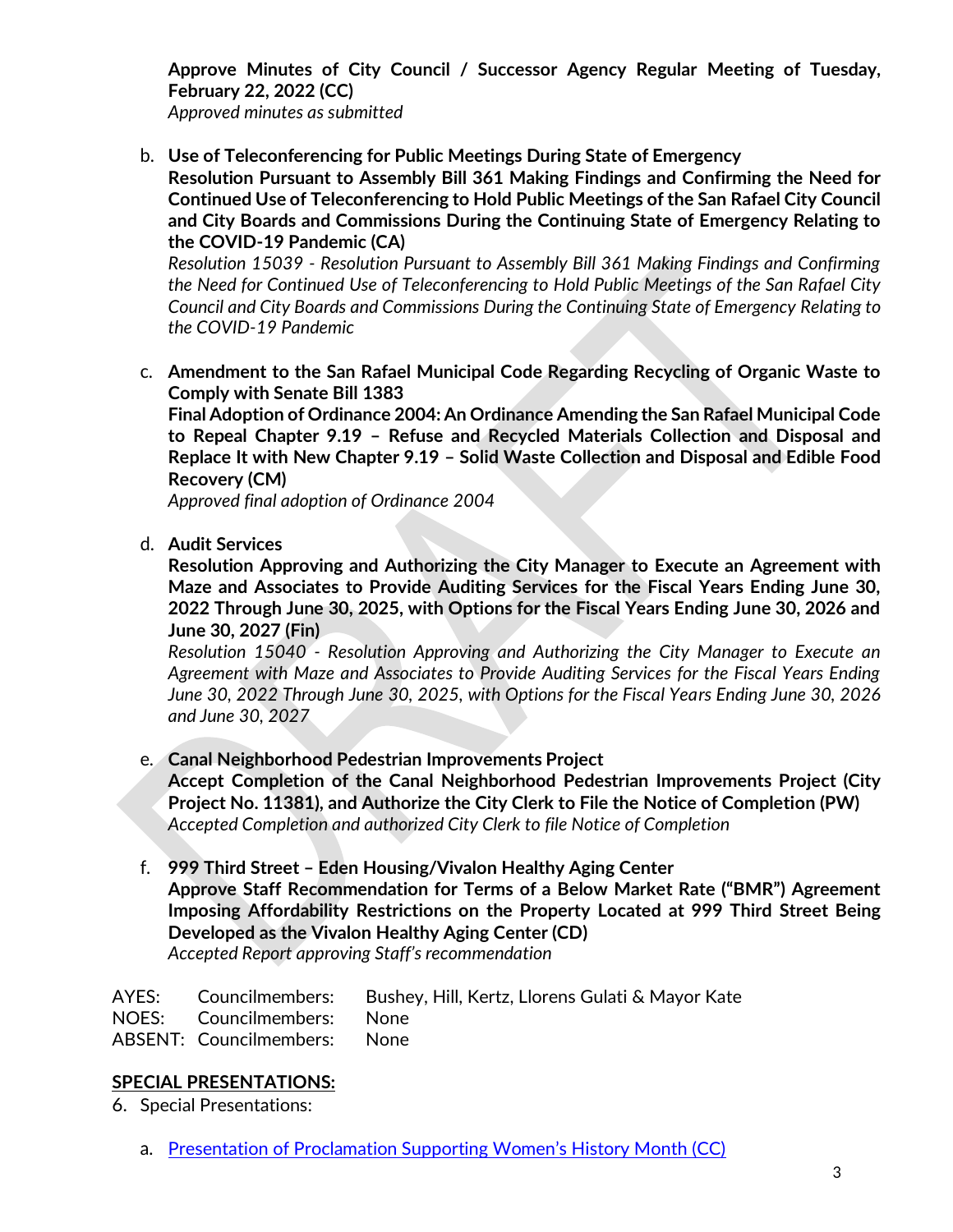**Approve Minutes of City Council / Successor Agency Regular Meeting of Tuesday, February 22, 2022 (CC)**
*Approved minutes as submitted*

b. **Use of Teleconferencing for Public Meetings During State of Emergency**
**Resolution Pursuant to Assembly Bill 361 Making Findings and Confirming the Need for Continued Use of Teleconferencing to Hold Public Meetings of the San Rafael City Council and City Boards and Commissions During the Continuing State of Emergency Relating to the COVID-19 Pandemic (CA)**
*Resolution 15039 - Resolution Pursuant to Assembly Bill 361 Making Findings and Confirming the Need for Continued Use of Teleconferencing to Hold Public Meetings of the San Rafael City Council and City Boards and Commissions During the Continuing State of Emergency Relating to the COVID-19 Pandemic*

c. **Amendment to the San Rafael Municipal Code Regarding Recycling of Organic Waste to Comply with Senate Bill 1383**
**Final Adoption of Ordinance 2004: An Ordinance Amending the San Rafael Municipal Code to Repeal Chapter 9.19 – Refuse and Recycled Materials Collection and Disposal and Replace It with New Chapter 9.19 – Solid Waste Collection and Disposal and Edible Food Recovery (CM)**
*Approved final adoption of Ordinance 2004*

d. **Audit Services**
**Resolution Approving and Authorizing the City Manager to Execute an Agreement with Maze and Associates to Provide Auditing Services for the Fiscal Years Ending June 30, 2022 Through June 30, 2025, with Options for the Fiscal Years Ending June 30, 2026 and June 30, 2027 (Fin)**
*Resolution 15040 - Resolution Approving and Authorizing the City Manager to Execute an Agreement with Maze and Associates to Provide Auditing Services for the Fiscal Years Ending June 30, 2022 Through June 30, 2025, with Options for the Fiscal Years Ending June 30, 2026 and June 30, 2027*

e. **Canal Neighborhood Pedestrian Improvements Project**
**Accept Completion of the Canal Neighborhood Pedestrian Improvements Project (City Project No. 11381), and Authorize the City Clerk to File the Notice of Completion (PW)**
*Accepted Completion and authorized City Clerk to file Notice of Completion*

f. **999 Third Street – Eden Housing/Vivalon Healthy Aging Center**
**Approve Staff Recommendation for Terms of a Below Market Rate ("BMR") Agreement Imposing Affordability Restrictions on the Property Located at 999 Third Street Being Developed as the Vivalon Healthy Aging Center (CD)**
*Accepted Report approving Staff's recommendation*

AYES: Councilmembers: Bushey, Hill, Kertz, Llorens Gulati & Mayor Kate
NOES: Councilmembers: None
ABSENT: Councilmembers: None

**SPECIAL PRESENTATIONS:**

6. Special Presentations:

   a. Presentation of Proclamation Supporting Women's History Month (CC)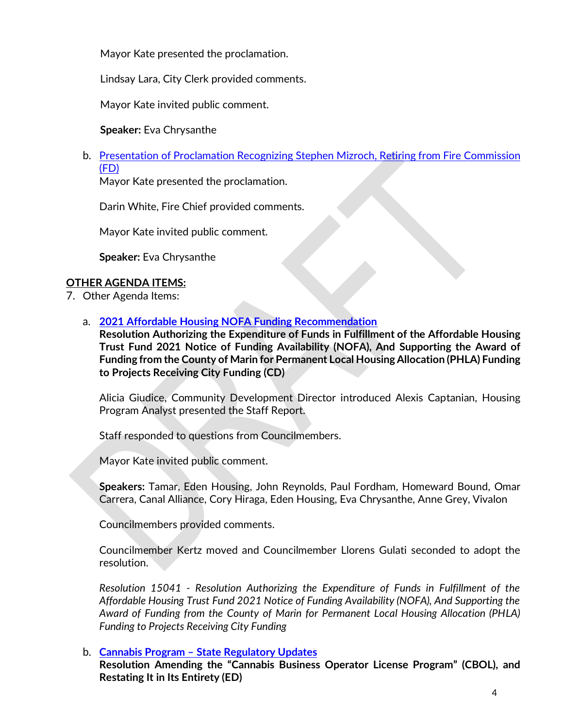Mayor Kate presented the proclamation.

Lindsay Lara, City Clerk provided comments.

Mayor Kate invited public comment.

**Speaker:** Eva Chrysanthe

b. Presentation of Proclamation Recognizing Stephen Mizroch, Retiring from Fire Commission (FD)

Mayor Kate presented the proclamation.

Darin White, Fire Chief provided comments.

Mayor Kate invited public comment.

**Speaker:** Eva Chrysanthe

**OTHER AGENDA ITEMS:**

7. Other Agenda Items:

a. **2021 Affordable Housing NOFA Funding Recommendation**
**Resolution Authorizing the Expenditure of Funds in Fulfillment of the Affordable Housing Trust Fund 2021 Notice of Funding Availability (NOFA), And Supporting the Award of Funding from the County of Marin for Permanent Local Housing Allocation (PHLA) Funding to Projects Receiving City Funding (CD)**

Alicia Giudice, Community Development Director introduced Alexis Captanian, Housing Program Analyst presented the Staff Report.

Staff responded to questions from Councilmembers.

Mayor Kate invited public comment.

**Speakers:** Tamar, Eden Housing, John Reynolds, Paul Fordham, Homeward Bound, Omar Carrera, Canal Alliance, Cory Hiraga, Eden Housing, Eva Chrysanthe, Anne Grey, Vivalon

Councilmembers provided comments.

Councilmember Kertz moved and Councilmember Llorens Gulati seconded to adopt the resolution.

*Resolution 15041 - Resolution Authorizing the Expenditure of Funds in Fulfillment of the Affordable Housing Trust Fund 2021 Notice of Funding Availability (NOFA), And Supporting the Award of Funding from the County of Marin for Permanent Local Housing Allocation (PHLA) Funding to Projects Receiving City Funding*

b. **Cannabis Program – State Regulatory Updates**
**Resolution Amending the "Cannabis Business Operator License Program" (CBOL), and Restating It in Its Entirety (ED)**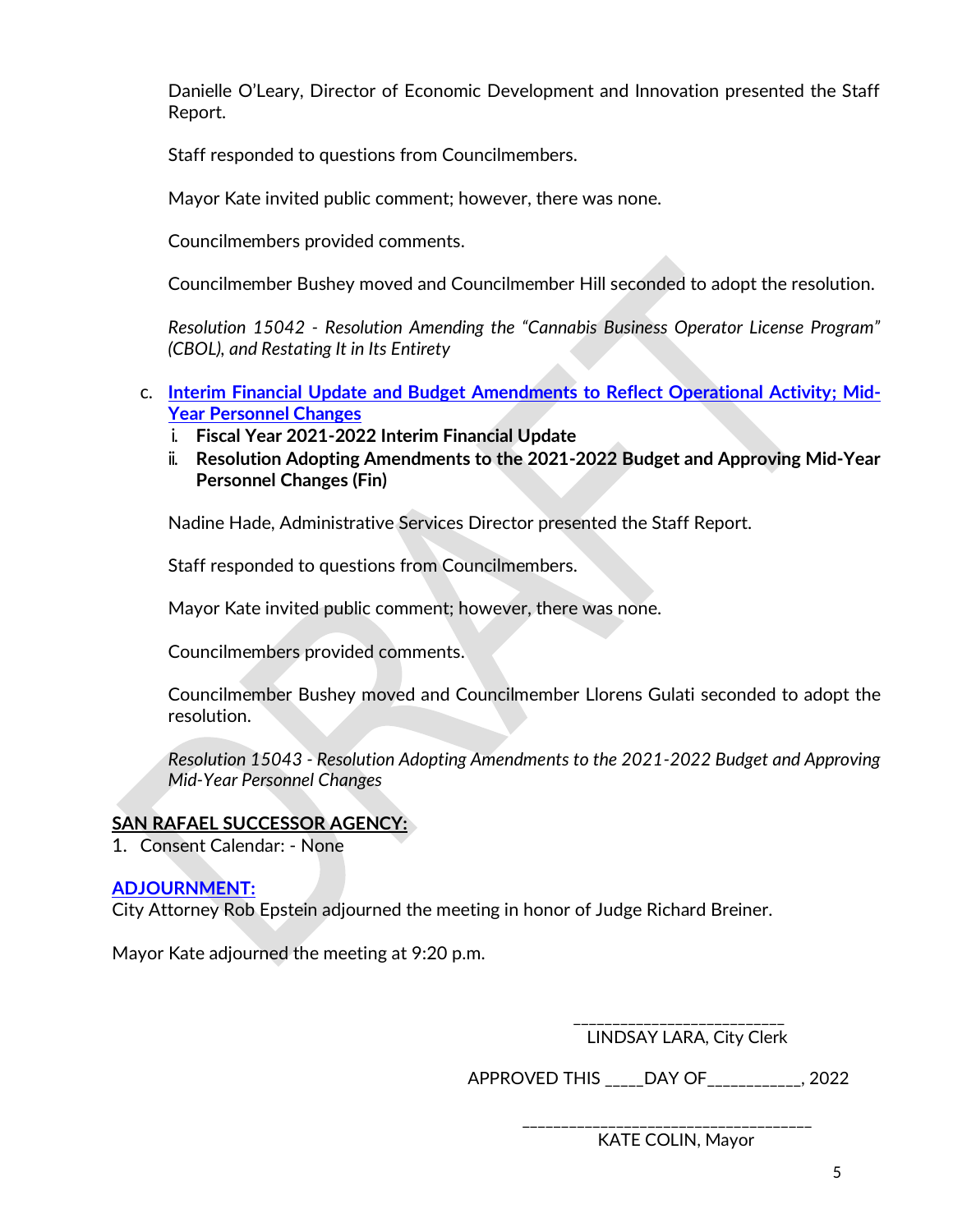Danielle O'Leary, Director of Economic Development and Innovation presented the Staff Report.

Staff responded to questions from Councilmembers.

Mayor Kate invited public comment; however, there was none.

Councilmembers provided comments.

Councilmember Bushey moved and Councilmember Hill seconded to adopt the resolution.

*Resolution 15042 - Resolution Amending the "Cannabis Business Operator License Program" (CBOL), and Restating It in Its Entirety*

c. **Interim Financial Update and Budget Amendments to Reflect Operational Activity; Mid-Year Personnel Changes**
   i. **Fiscal Year 2021-2022 Interim Financial Update**
   ii. **Resolution Adopting Amendments to the 2021-2022 Budget and Approving Mid-Year Personnel Changes (Fin)**

Nadine Hade, Administrative Services Director presented the Staff Report.

Staff responded to questions from Councilmembers.

Mayor Kate invited public comment; however, there was none.

Councilmembers provided comments.

Councilmember Bushey moved and Councilmember Llorens Gulati seconded to adopt the resolution.

*Resolution 15043 - Resolution Adopting Amendments to the 2021-2022 Budget and Approving Mid-Year Personnel Changes*

**SAN RAFAEL SUCCESSOR AGENCY:**

1. Consent Calendar: - None

**ADJOURNMENT:**

City Attorney Rob Epstein adjourned the meeting in honor of Judge Richard Breiner.

Mayor Kate adjourned the meeting at 9:20 p.m.

\_\_\_\_\_\_\_\_\_\_\_\_\_\_\_\_\_\_\_\_\_\_\_\_\_\_
LINDSAY LARA, City Clerk

APPROVED THIS \_\_\_\_\_DAY OF\_\_\_\_\_\_\_\_\_\_\_, 2022

\_\_\_\_\_\_\_\_\_\_\_\_\_\_\_\_\_\_\_\_\_\_\_\_\_\_\_\_\_\_\_\_\_\_\_\_
KATE COLIN, Mayor